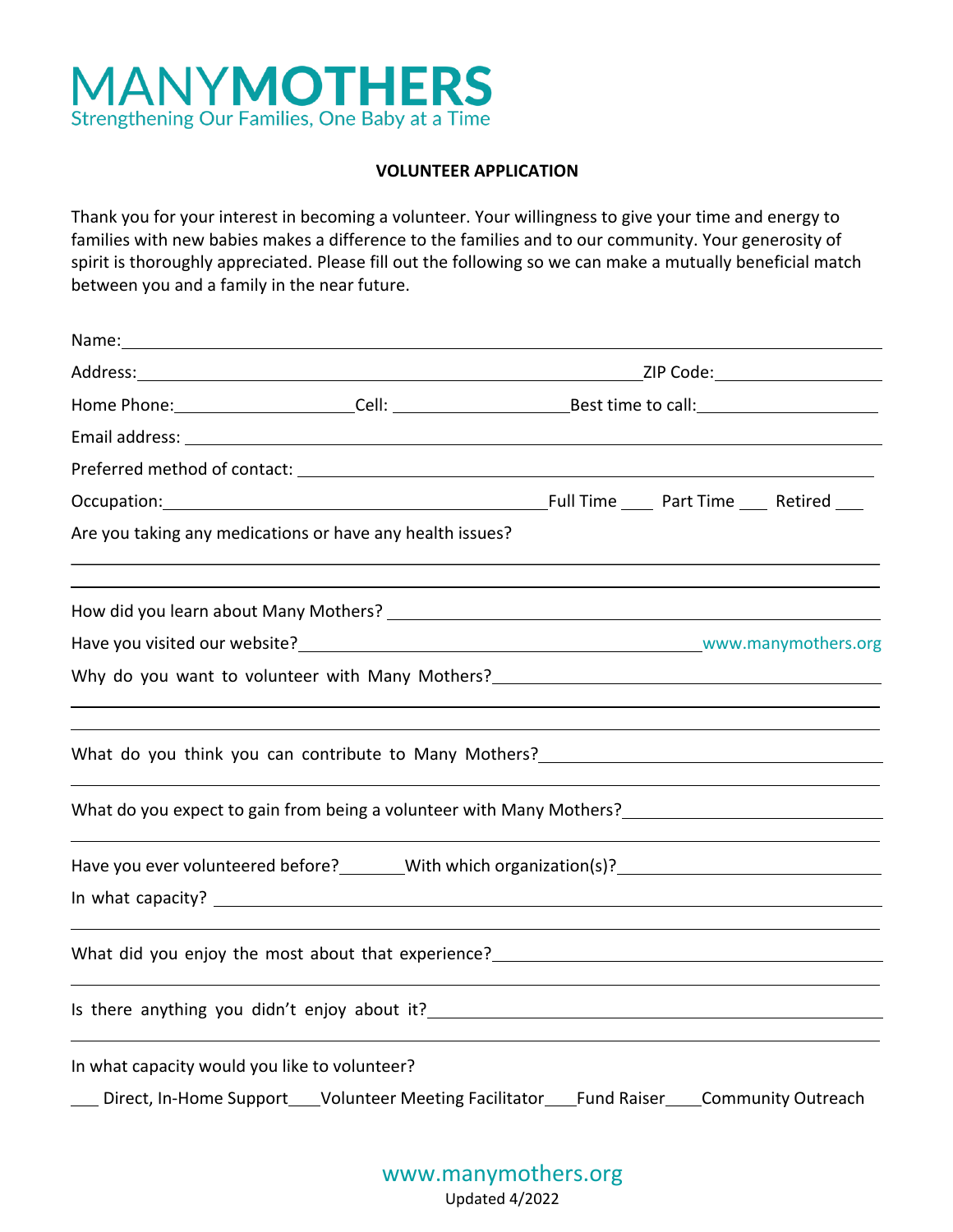# MANYMOTHERS

Strengthening Our Families, One Baby at a Time

**VOLUNTEER APPLICATION**

Thank you for your interest in becoming a volunteer. Your willingness to give your time and energy to families with new babies makes a difference to the families and to our community. Your generosity of spirit is thoroughly appreciated. Please fill out the following so we can make a mutually beneficial match between you and a family in the near future.

Name: ______________________________________________

Address: ______________________________________ ZIP Code: ______________

Home Phone: ______________ Cell: ______________ Best time to call: ______________

Email address: ______________________________________________

Preferred method of contact: ______________________________________________

Occupation: ______________________________ Full Time ____ Part Time ____ Retired ____

Are you taking any medications or have any health issues?

______________________________________________

______________________________________________

How did you learn about Many Mothers? ______________________________________________

Have you visited our website? ______________________________ www.manymothers.org

Why do you want to volunteer with Many Mothers? ______________________________________________

______________________________________________

______________________________________________

What do you think you can contribute to Many Mothers? ______________________________________________

______________________________________________

What do you expect to gain from being a volunteer with Many Mothers? ______________________________

______________________________________________

Have you ever volunteered before? ________ With which organization(s)? ______________________________

In what capacity? ______________________________________________

______________________________________________

What did you enjoy the most about that experience? ______________________________________________

______________________________________________

Is there anything you didn't enjoy about it? ______________________________________________

______________________________________________

In what capacity would you like to volunteer?

___ Direct, In-Home Support ___ Volunteer Meeting Facilitator ___ Fund Raiser ___ Community Outreach

www.manymothers.org

Updated 4/2022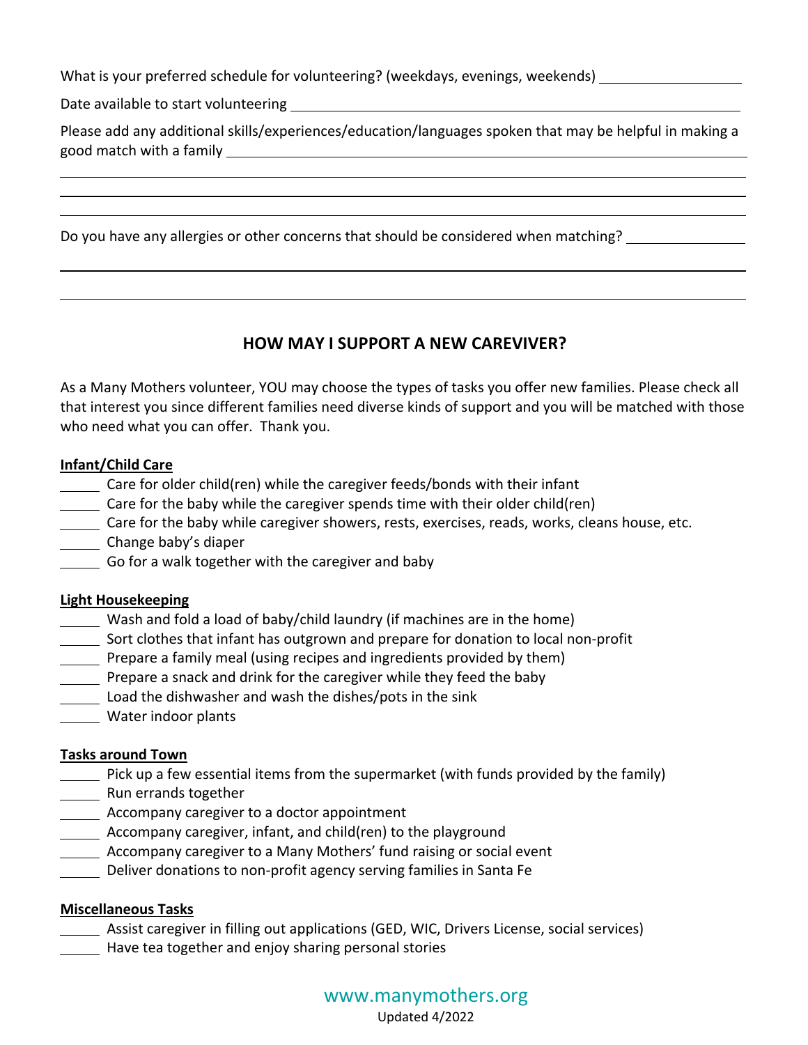What is your preferred schedule for volunteering? (weekdays, evenings, weekends) ________________

Date available to start volunteering ____________________________________________________________

Please add any additional skills/experiences/education/languages spoken that may be helpful in making a good match with a family ____________________________________________________________

______________________________________________________________________________

______________________________________________________________________________

______________________________________________________________________________

Do you have any allergies or other concerns that should be considered when matching? ______________

______________________________________________________________________________

______________________________________________________________________________

## HOW MAY I SUPPORT A NEW CAREVIVER?

As a Many Mothers volunteer, YOU may choose the types of tasks you offer new families. Please check all that interest you since different families need diverse kinds of support and you will be matched with those who need what you can offer. Thank you.

**Infant/Child Care**

_____ Care for older child(ren) while the caregiver feeds/bonds with their infant
_____ Care for the baby while the caregiver spends time with their older child(ren)
_____ Care for the baby while caregiver showers, rests, exercises, reads, works, cleans house, etc.
_____ Change baby's diaper
_____ Go for a walk together with the caregiver and baby

**Light Housekeeping**

_____ Wash and fold a load of baby/child laundry (if machines are in the home)
_____ Sort clothes that infant has outgrown and prepare for donation to local non-profit
_____ Prepare a family meal (using recipes and ingredients provided by them)
_____ Prepare a snack and drink for the caregiver while they feed the baby
_____ Load the dishwasher and wash the dishes/pots in the sink
_____ Water indoor plants

**Tasks around Town**

_____ Pick up a few essential items from the supermarket (with funds provided by the family)
_____ Run errands together
_____ Accompany caregiver to a doctor appointment
_____ Accompany caregiver, infant, and child(ren) to the playground
_____ Accompany caregiver to a Many Mothers' fund raising or social event
_____ Deliver donations to non-profit agency serving families in Santa Fe

**Miscellaneous Tasks**

_____ Assist caregiver in filling out applications (GED, WIC, Drivers License, social services)
_____ Have tea together and enjoy sharing personal stories

www.manymothers.org
Updated 4/2022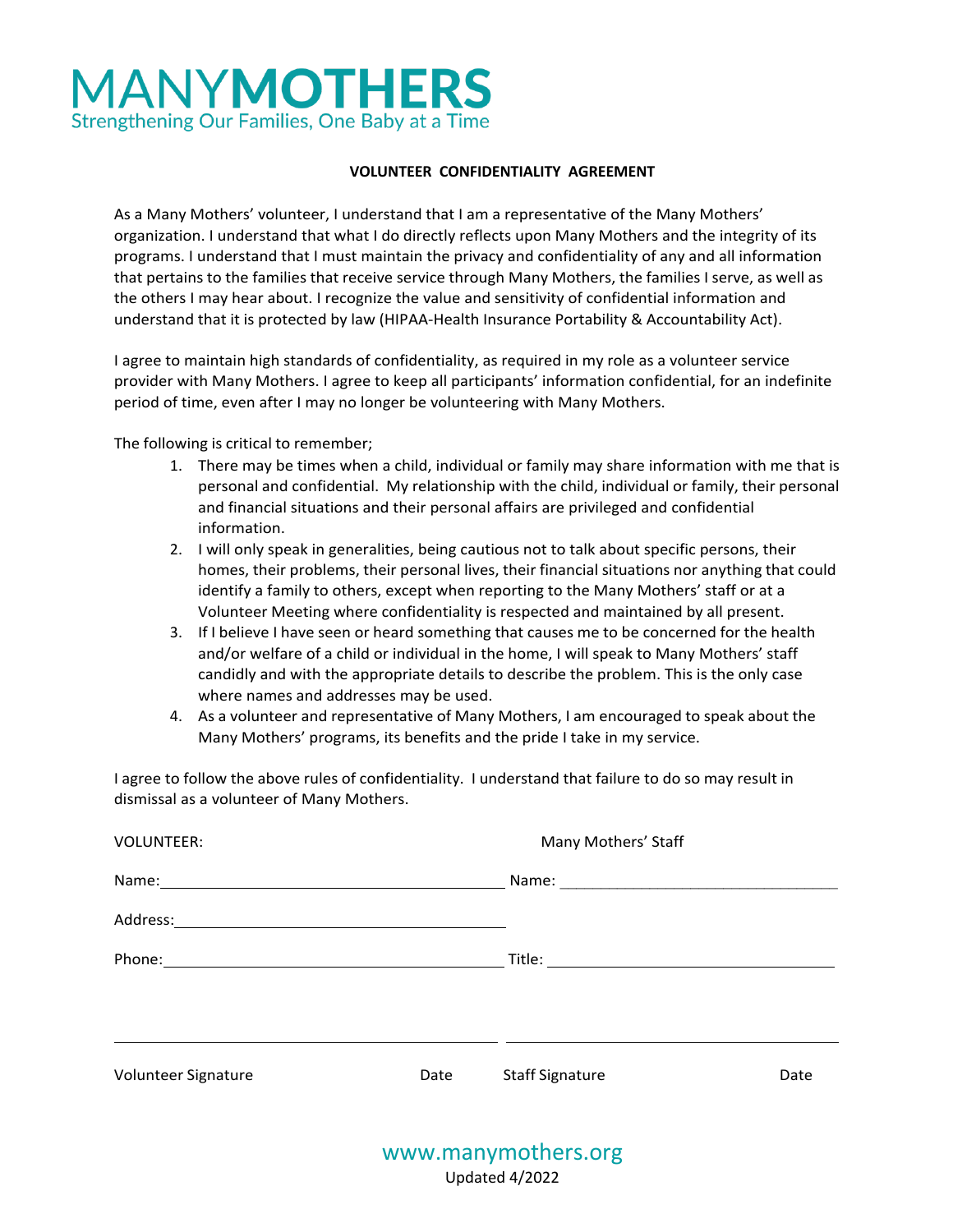# MANYMOTHERS

Strengthening Our Families, One Baby at a Time

## VOLUNTEER CONFIDENTIALITY AGREEMENT

As a Many Mothers' volunteer, I understand that I am a representative of the Many Mothers' organization. I understand that what I do directly reflects upon Many Mothers and the integrity of its programs. I understand that I must maintain the privacy and confidentiality of any and all information that pertains to the families that receive service through Many Mothers, the families I serve, as well as the others I may hear about. I recognize the value and sensitivity of confidential information and understand that it is protected by law (HIPAA-Health Insurance Portability & Accountability Act).

I agree to maintain high standards of confidentiality, as required in my role as a volunteer service provider with Many Mothers. I agree to keep all participants' information confidential, for an indefinite period of time, even after I may no longer be volunteering with Many Mothers.

The following is critical to remember;

1. There may be times when a child, individual or family may share information with me that is personal and confidential. My relationship with the child, individual or family, their personal and financial situations and their personal affairs are privileged and confidential information.
2. I will only speak in generalities, being cautious not to talk about specific persons, their homes, their problems, their personal lives, their financial situations nor anything that could identify a family to others, except when reporting to the Many Mothers' staff or at a Volunteer Meeting where confidentiality is respected and maintained by all present.
3. If I believe I have seen or heard something that causes me to be concerned for the health and/or welfare of a child or individual in the home, I will speak to Many Mothers' staff candidly and with the appropriate details to describe the problem. This is the only case where names and addresses may be used.
4. As a volunteer and representative of Many Mothers, I am encouraged to speak about the Many Mothers' programs, its benefits and the pride I take in my service.

I agree to follow the above rules of confidentiality. I understand that failure to do so may result in dismissal as a volunteer of Many Mothers.

| VOLUNTEER: | Many Mothers' Staff |
|---|---|
| Name: ______________________ | Name: ______________________ |
| Address: ______________________ | |
| Phone: ______________________ | Title: ______________________ |

______________________________ ______________________________

Volunteer Signature Date Staff Signature Date

www.manymothers.org

Updated 4/2022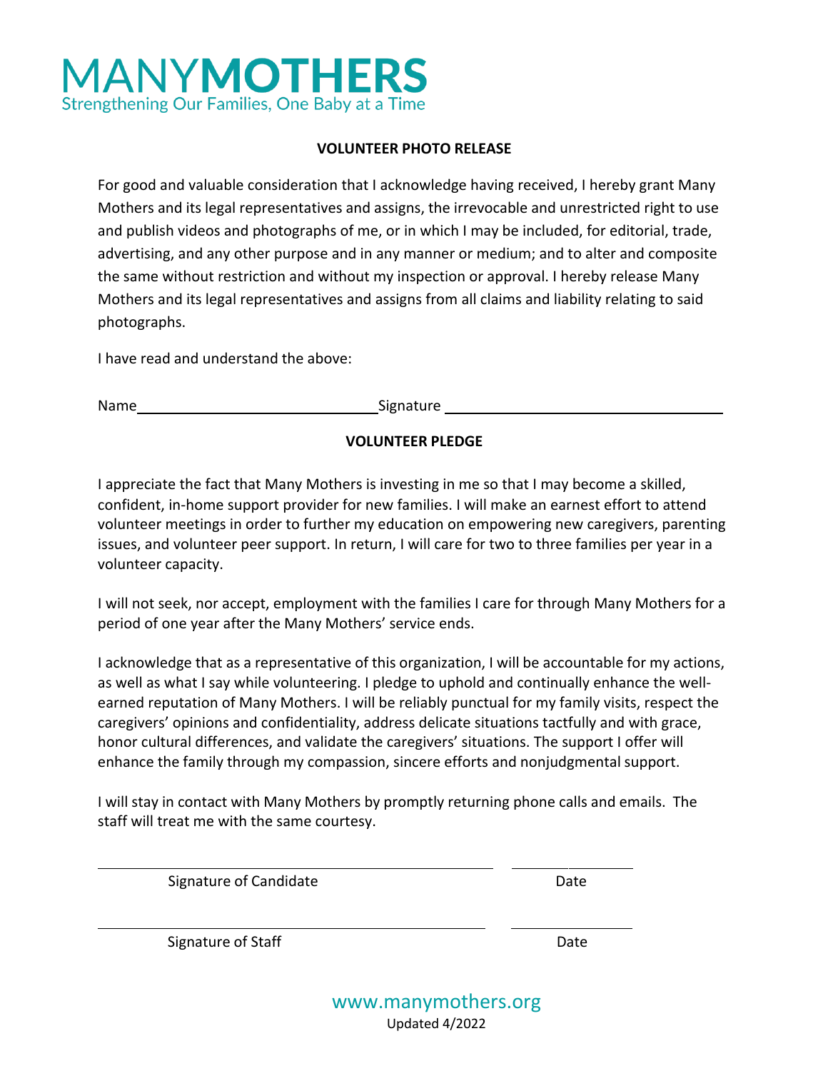# MANY**MOTHERS**

Strengthening Our Families, One Baby at a Time

## VOLUNTEER PHOTO RELEASE

For good and valuable consideration that I acknowledge having received, I hereby grant Many Mothers and its legal representatives and assigns, the irrevocable and unrestricted right to use and publish videos and photographs of me, or in which I may be included, for editorial, trade, advertising, and any other purpose and in any manner or medium; and to alter and composite the same without restriction and without my inspection or approval. I hereby release Many Mothers and its legal representatives and assigns from all claims and liability relating to said photographs.

I have read and understand the above:

Name \_\_\_\_\_\_\_\_\_\_\_\_\_\_\_\_\_\_\_\_\_\_\_\_\_\_\_\_ Signature \_\_\_\_\_\_\_\_\_\_\_\_\_\_\_\_\_\_\_\_\_\_\_\_\_\_\_\_

## VOLUNTEER PLEDGE

I appreciate the fact that Many Mothers is investing in me so that I may become a skilled, confident, in-home support provider for new families. I will make an earnest effort to attend volunteer meetings in order to further my education on empowering new caregivers, parenting issues, and volunteer peer support. In return, I will care for two to three families per year in a volunteer capacity.

I will not seek, nor accept, employment with the families I care for through Many Mothers for a period of one year after the Many Mothers' service ends.

I acknowledge that as a representative of this organization, I will be accountable for my actions, as well as what I say while volunteering. I pledge to uphold and continually enhance the well-earned reputation of Many Mothers. I will be reliably punctual for my family visits, respect the caregivers' opinions and confidentiality, address delicate situations tactfully and with grace, honor cultural differences, and validate the caregivers' situations. The support I offer will enhance the family through my compassion, sincere efforts and nonjudgmental support.

I will stay in contact with Many Mothers by promptly returning phone calls and emails. The staff will treat me with the same courtesy.

\_\_\_\_\_\_\_\_\_\_\_\_\_\_\_\_\_\_\_\_\_\_\_\_\_\_\_\_\_\_\_\_\_\_ \_\_\_\_\_\_\_\_\_\_\_\_

Signature of Candidate Date

\_\_\_\_\_\_\_\_\_\_\_\_\_\_\_\_\_\_\_\_\_\_\_\_\_\_\_\_\_\_\_\_\_\_ \_\_\_\_\_\_\_\_\_\_\_\_

Signature of Staff Date

www.manymothers.org

Updated 4/2022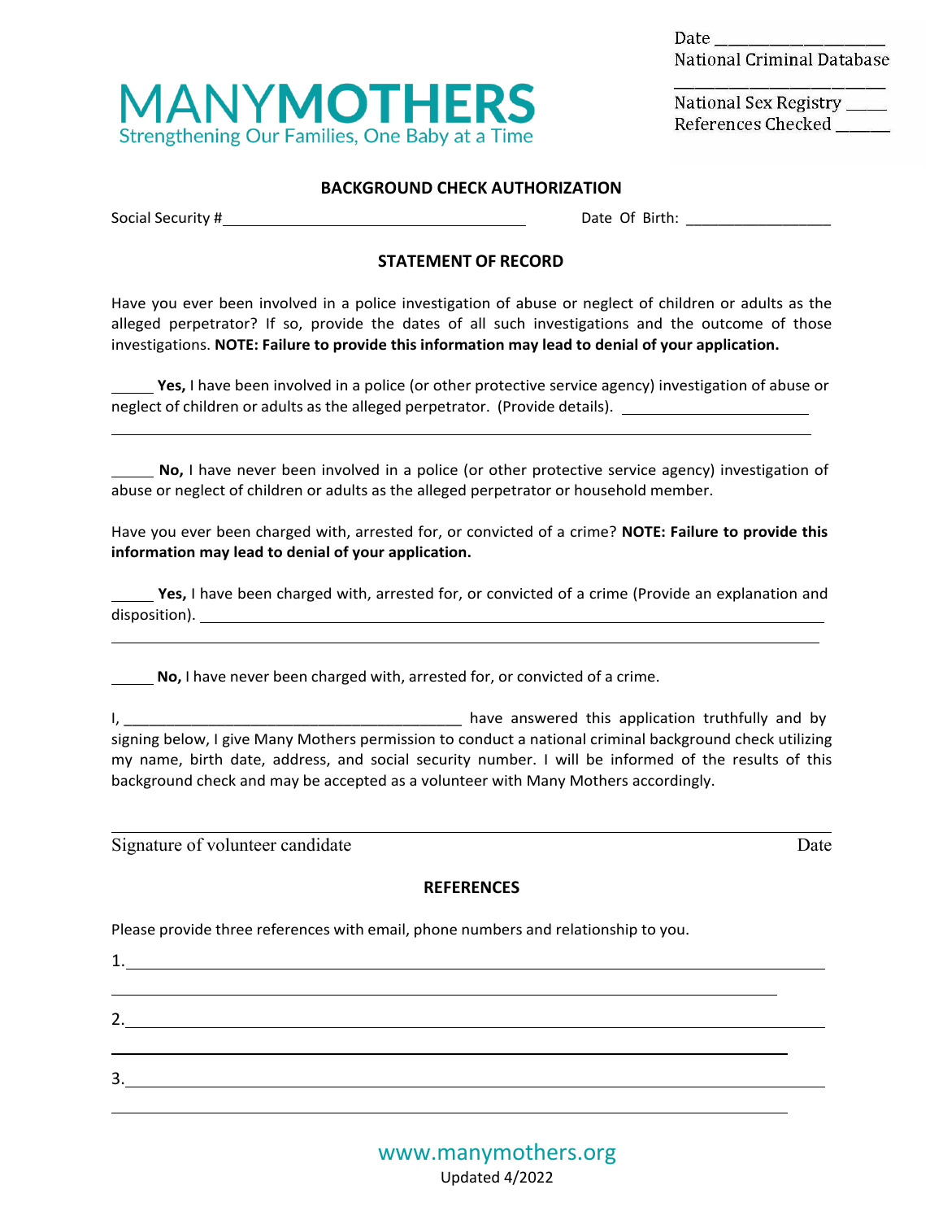Date ____________________
National Criminal Database
________________________
National Sex Registry ____
References Checked ______

**MANYMOTHERS**
Strengthening Our Families, One Baby at a Time

## BACKGROUND CHECK AUTHORIZATION

Social Security #_____________________________________ Date Of Birth: _________________

## STATEMENT OF RECORD

Have you ever been involved in a police investigation of abuse or neglect of children or adults as the alleged perpetrator? If so, provide the dates of all such investigations and the outcome of those investigations. **NOTE: Failure to provide this information may lead to denial of your application.**

_____ **Yes,** I have been involved in a police (or other protective service agency) investigation of abuse or neglect of children or adults as the alleged perpetrator. (Provide details). ______________________

_____________________________________________________________________________________

_____ **No,** I have never been involved in a police (or other protective service agency) investigation of abuse or neglect of children or adults as the alleged perpetrator or household member.

Have you ever been charged with, arrested for, or convicted of a crime? **NOTE: Failure to provide this information may lead to denial of your application.**

_____ **Yes,** I have been charged with, arrested for, or convicted of a crime (Provide an explanation and disposition). _____________________________________________________________________

_____________________________________________________________________________________

_____ **No,** I have never been charged with, arrested for, or convicted of a crime.

I, _________________________________________ have answered this application truthfully and by signing below, I give Many Mothers permission to conduct a national criminal background check utilizing my name, birth date, address, and social security number. I will be informed of the results of this background check and may be accepted as a volunteer with Many Mothers accordingly.

_____________________________________________________________________________________
Signature of volunteer candidate                                                                                              Date

## REFERENCES

Please provide three references with email, phone numbers and relationship to you.

1.___________________________________________________________________________________

_____________________________________________________________________________________

2.___________________________________________________________________________________

_____________________________________________________________________________________

3.___________________________________________________________________________________

_____________________________________________________________________________________

www.manymothers.org
Updated 4/2022